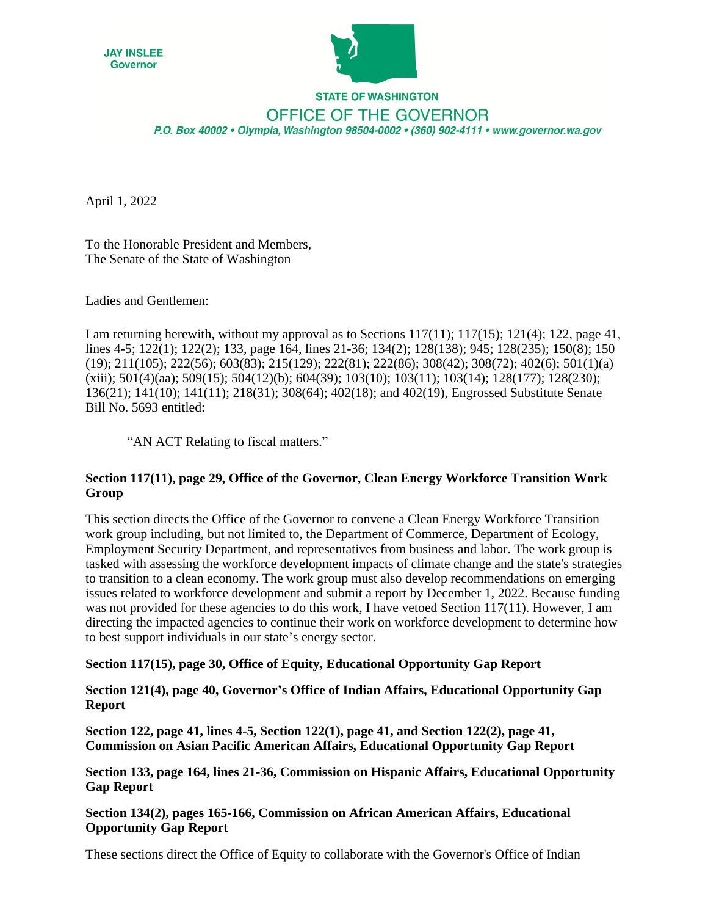JAY INSLEE
Governor

STATE OF WASHINGTON

OFFICE OF THE GOVERNOR

*P.O. Box 40002 • Olympia, Washington 98504-0002 • (360) 902-4111 • www.governor.wa.gov*

April 1, 2022

To the Honorable President and Members,
The Senate of the State of Washington

Ladies and Gentlemen:

I am returning herewith, without my approval as to Sections 117(11); 117(15); 121(4); 122, page 41, lines 4-5; 122(1); 122(2); 133, page 164, lines 21-36; 134(2); 128(138); 945; 128(235); 150(8); 150 (19); 211(105); 222(56); 603(83); 215(129); 222(81); 222(86); 308(42); 308(72); 402(6); 501(1)(a)(xiii); 501(4)(aa); 509(15); 504(12)(b); 604(39); 103(10); 103(11); 103(14); 128(177); 128(230); 136(21); 141(10); 141(11); 218(31); 308(64); 402(18); and 402(19), Engrossed Substitute Senate Bill No. 5693 entitled:

> "AN ACT Relating to fiscal matters."

**Section 117(11), page 29, Office of the Governor, Clean Energy Workforce Transition Work Group**

This section directs the Office of the Governor to convene a Clean Energy Workforce Transition work group including, but not limited to, the Department of Commerce, Department of Ecology, Employment Security Department, and representatives from business and labor. The work group is tasked with assessing the workforce development impacts of climate change and the state's strategies to transition to a clean economy. The work group must also develop recommendations on emerging issues related to workforce development and submit a report by December 1, 2022. Because funding was not provided for these agencies to do this work, I have vetoed Section 117(11). However, I am directing the impacted agencies to continue their work on workforce development to determine how to best support individuals in our state's energy sector.

**Section 117(15), page 30, Office of Equity, Educational Opportunity Gap Report**

**Section 121(4), page 40, Governor's Office of Indian Affairs, Educational Opportunity Gap Report**

**Section 122, page 41, lines 4-5, Section 122(1), page 41, and Section 122(2), page 41, Commission on Asian Pacific American Affairs, Educational Opportunity Gap Report**

**Section 133, page 164, lines 21-36, Commission on Hispanic Affairs, Educational Opportunity Gap Report**

**Section 134(2), pages 165-166, Commission on African American Affairs, Educational Opportunity Gap Report**

These sections direct the Office of Equity to collaborate with the Governor's Office of Indian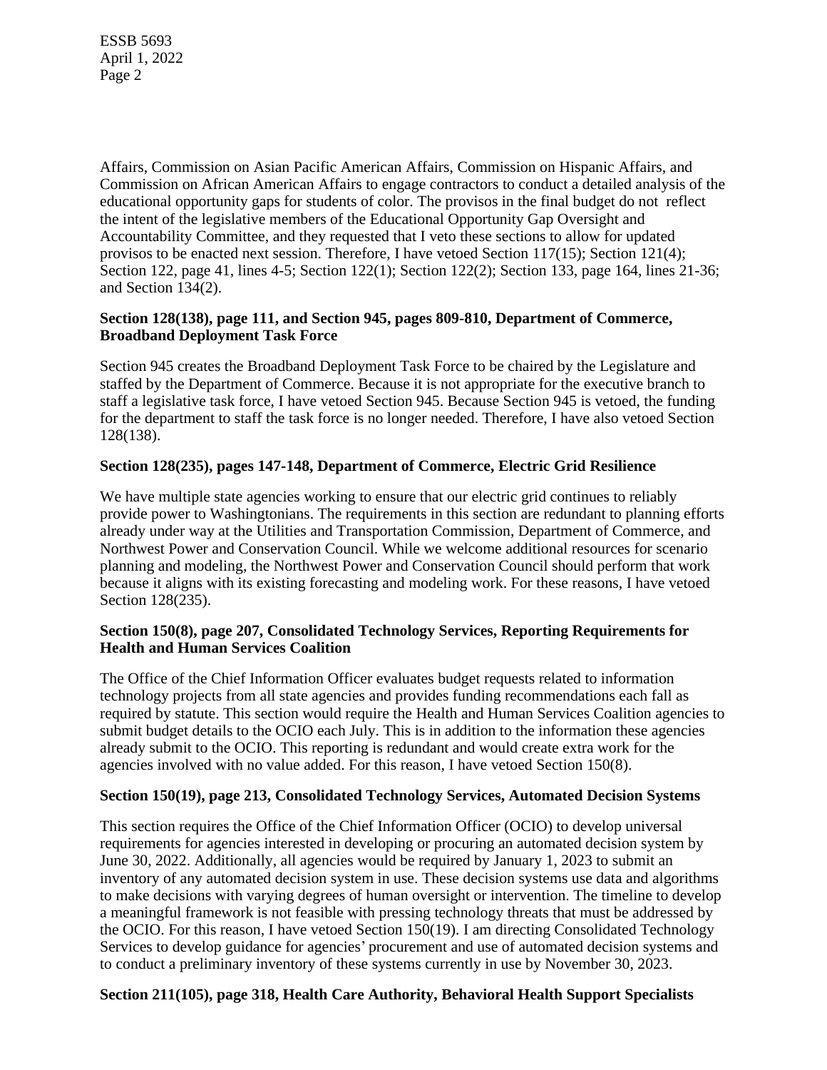Affairs, Commission on Asian Pacific American Affairs, Commission on Hispanic Affairs, and Commission on African American Affairs to engage contractors to conduct a detailed analysis of the educational opportunity gaps for students of color. The provisos in the final budget do not reflect the intent of the legislative members of the Educational Opportunity Gap Oversight and Accountability Committee, and they requested that I veto these sections to allow for updated provisos to be enacted next session. Therefore, I have vetoed Section 117(15); Section 121(4); Section 122, page 41, lines 4-5; Section 122(1); Section 122(2); Section 133, page 164, lines 21-36; and Section 134(2).

**Section 128(138), page 111, and Section 945, pages 809-810, Department of Commerce, Broadband Deployment Task Force**

Section 945 creates the Broadband Deployment Task Force to be chaired by the Legislature and staffed by the Department of Commerce. Because it is not appropriate for the executive branch to staff a legislative task force, I have vetoed Section 945. Because Section 945 is vetoed, the funding for the department to staff the task force is no longer needed. Therefore, I have also vetoed Section 128(138).

**Section 128(235), pages 147-148, Department of Commerce, Electric Grid Resilience**

We have multiple state agencies working to ensure that our electric grid continues to reliably provide power to Washingtonians. The requirements in this section are redundant to planning efforts already under way at the Utilities and Transportation Commission, Department of Commerce, and Northwest Power and Conservation Council. While we welcome additional resources for scenario planning and modeling, the Northwest Power and Conservation Council should perform that work because it aligns with its existing forecasting and modeling work. For these reasons, I have vetoed Section 128(235).

**Section 150(8), page 207, Consolidated Technology Services, Reporting Requirements for Health and Human Services Coalition**

The Office of the Chief Information Officer evaluates budget requests related to information technology projects from all state agencies and provides funding recommendations each fall as required by statute. This section would require the Health and Human Services Coalition agencies to submit budget details to the OCIO each July. This is in addition to the information these agencies already submit to the OCIO. This reporting is redundant and would create extra work for the agencies involved with no value added. For this reason, I have vetoed Section 150(8).

**Section 150(19), page 213, Consolidated Technology Services, Automated Decision Systems**

This section requires the Office of the Chief Information Officer (OCIO) to develop universal requirements for agencies interested in developing or procuring an automated decision system by June 30, 2022. Additionally, all agencies would be required by January 1, 2023 to submit an inventory of any automated decision system in use. These decision systems use data and algorithms to make decisions with varying degrees of human oversight or intervention. The timeline to develop a meaningful framework is not feasible with pressing technology threats that must be addressed by the OCIO. For this reason, I have vetoed Section 150(19). I am directing Consolidated Technology Services to develop guidance for agencies' procurement and use of automated decision systems and to conduct a preliminary inventory of these systems currently in use by November 30, 2023.

**Section 211(105), page 318, Health Care Authority, Behavioral Health Support Specialists**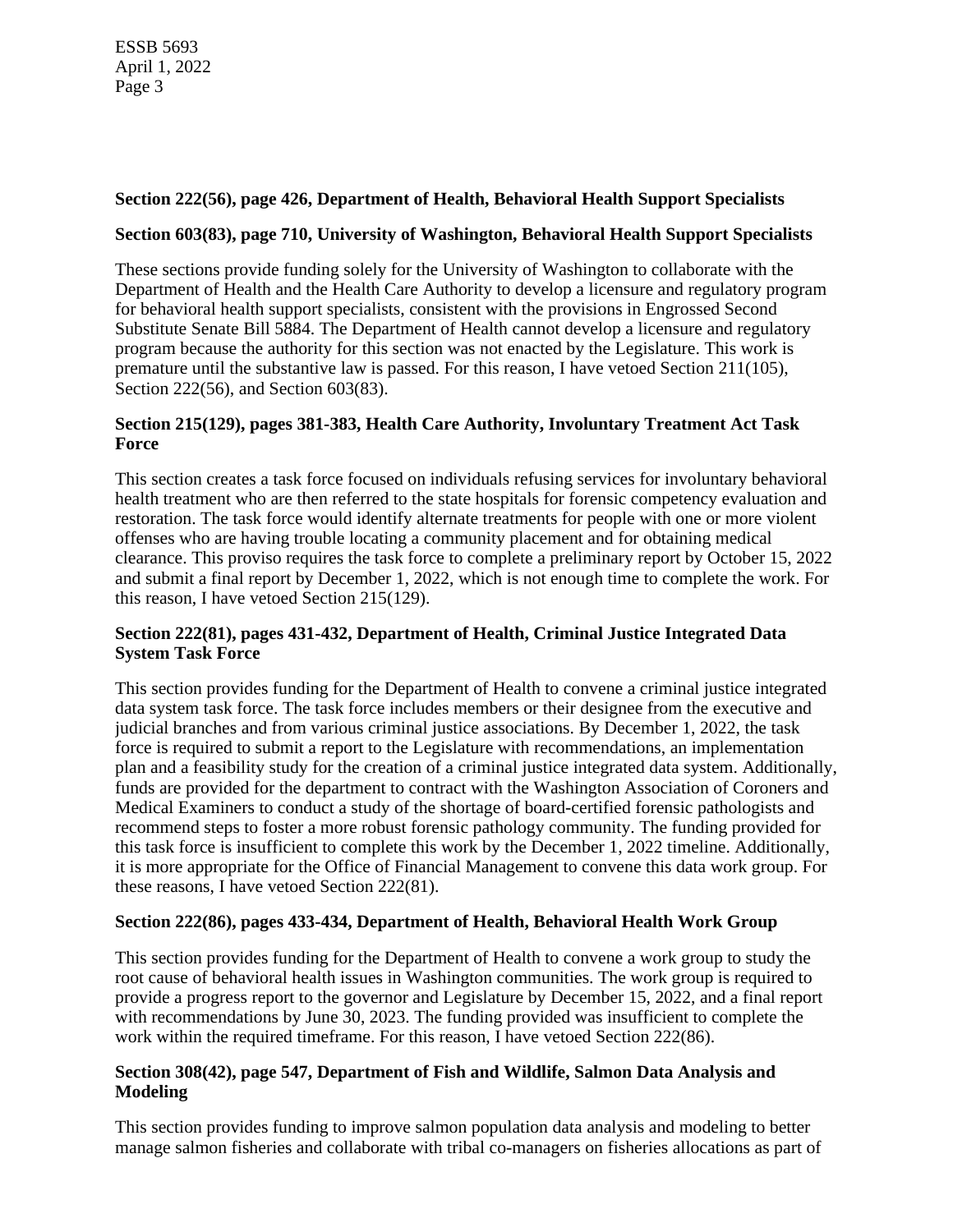**Section 222(56), page 426, Department of Health, Behavioral Health Support Specialists**

**Section 603(83), page 710, University of Washington, Behavioral Health Support Specialists**

These sections provide funding solely for the University of Washington to collaborate with the Department of Health and the Health Care Authority to develop a licensure and regulatory program for behavioral health support specialists, consistent with the provisions in Engrossed Second Substitute Senate Bill 5884. The Department of Health cannot develop a licensure and regulatory program because the authority for this section was not enacted by the Legislature. This work is premature until the substantive law is passed. For this reason, I have vetoed Section 211(105), Section 222(56), and Section 603(83).

**Section 215(129), pages 381-383, Health Care Authority, Involuntary Treatment Act Task Force**

This section creates a task force focused on individuals refusing services for involuntary behavioral health treatment who are then referred to the state hospitals for forensic competency evaluation and restoration. The task force would identify alternate treatments for people with one or more violent offenses who are having trouble locating a community placement and for obtaining medical clearance. This proviso requires the task force to complete a preliminary report by October 15, 2022 and submit a final report by December 1, 2022, which is not enough time to complete the work. For this reason, I have vetoed Section 215(129).

**Section 222(81), pages 431-432, Department of Health, Criminal Justice Integrated Data System Task Force**

This section provides funding for the Department of Health to convene a criminal justice integrated data system task force. The task force includes members or their designee from the executive and judicial branches and from various criminal justice associations. By December 1, 2022, the task force is required to submit a report to the Legislature with recommendations, an implementation plan and a feasibility study for the creation of a criminal justice integrated data system. Additionally, funds are provided for the department to contract with the Washington Association of Coroners and Medical Examiners to conduct a study of the shortage of board-certified forensic pathologists and recommend steps to foster a more robust forensic pathology community. The funding provided for this task force is insufficient to complete this work by the December 1, 2022 timeline. Additionally, it is more appropriate for the Office of Financial Management to convene this data work group. For these reasons, I have vetoed Section 222(81).

**Section 222(86), pages 433-434, Department of Health, Behavioral Health Work Group**

This section provides funding for the Department of Health to convene a work group to study the root cause of behavioral health issues in Washington communities. The work group is required to provide a progress report to the governor and Legislature by December 15, 2022, and a final report with recommendations by June 30, 2023. The funding provided was insufficient to complete the work within the required timeframe. For this reason, I have vetoed Section 222(86).

**Section 308(42), page 547, Department of Fish and Wildlife, Salmon Data Analysis and Modeling**

This section provides funding to improve salmon population data analysis and modeling to better manage salmon fisheries and collaborate with tribal co-managers on fisheries allocations as part of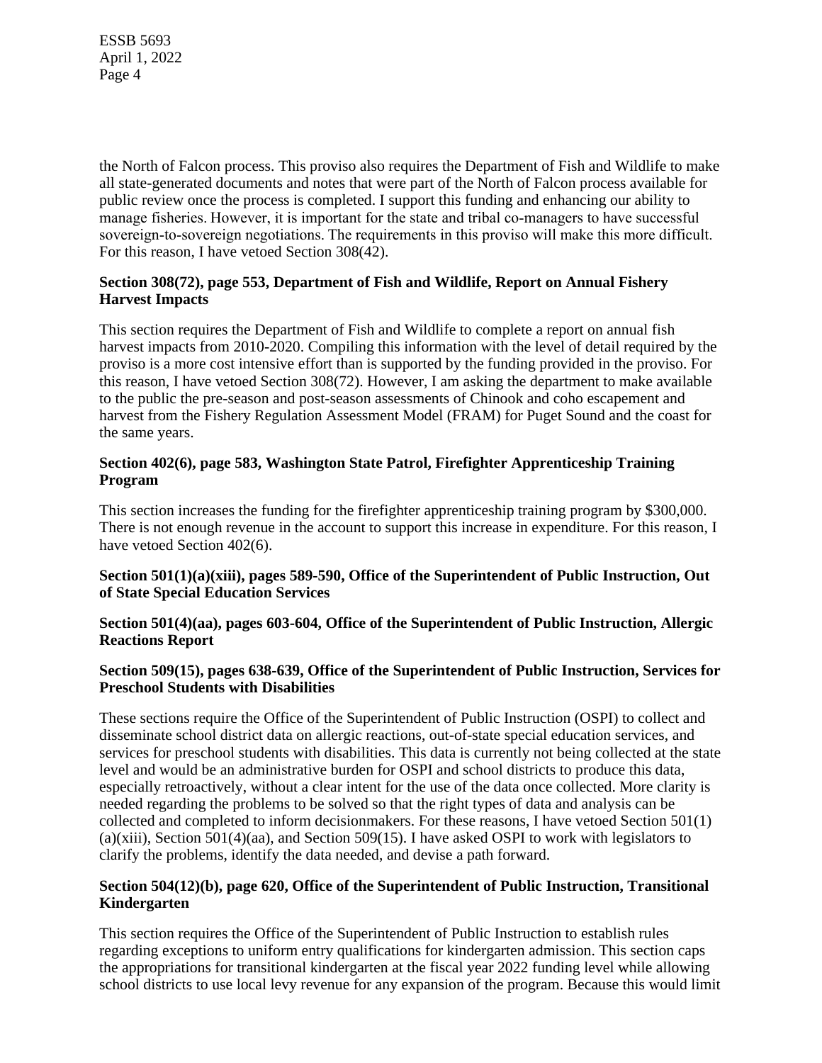the North of Falcon process. This proviso also requires the Department of Fish and Wildlife to make all state-generated documents and notes that were part of the North of Falcon process available for public review once the process is completed. I support this funding and enhancing our ability to manage fisheries. However, it is important for the state and tribal co-managers to have successful sovereign-to-sovereign negotiations. The requirements in this proviso will make this more difficult. For this reason, I have vetoed Section 308(42).

**Section 308(72), page 553, Department of Fish and Wildlife, Report on Annual Fishery Harvest Impacts**

This section requires the Department of Fish and Wildlife to complete a report on annual fish harvest impacts from 2010-2020. Compiling this information with the level of detail required by the proviso is a more cost intensive effort than is supported by the funding provided in the proviso. For this reason, I have vetoed Section 308(72). However, I am asking the department to make available to the public the pre-season and post-season assessments of Chinook and coho escapement and harvest from the Fishery Regulation Assessment Model (FRAM) for Puget Sound and the coast for the same years.

**Section 402(6), page 583, Washington State Patrol, Firefighter Apprenticeship Training Program**

This section increases the funding for the firefighter apprenticeship training program by $300,000. There is not enough revenue in the account to support this increase in expenditure. For this reason, I have vetoed Section 402(6).

**Section 501(1)(a)(xiii), pages 589-590, Office of the Superintendent of Public Instruction, Out of State Special Education Services**

**Section 501(4)(aa), pages 603-604, Office of the Superintendent of Public Instruction, Allergic Reactions Report**

**Section 509(15), pages 638-639, Office of the Superintendent of Public Instruction, Services for Preschool Students with Disabilities**

These sections require the Office of the Superintendent of Public Instruction (OSPI) to collect and disseminate school district data on allergic reactions, out-of-state special education services, and services for preschool students with disabilities. This data is currently not being collected at the state level and would be an administrative burden for OSPI and school districts to produce this data, especially retroactively, without a clear intent for the use of the data once collected. More clarity is needed regarding the problems to be solved so that the right types of data and analysis can be collected and completed to inform decisionmakers. For these reasons, I have vetoed Section 501(1)(a)(xiii), Section 501(4)(aa), and Section 509(15). I have asked OSPI to work with legislators to clarify the problems, identify the data needed, and devise a path forward.

**Section 504(12)(b), page 620, Office of the Superintendent of Public Instruction, Transitional Kindergarten**

This section requires the Office of the Superintendent of Public Instruction to establish rules regarding exceptions to uniform entry qualifications for kindergarten admission. This section caps the appropriations for transitional kindergarten at the fiscal year 2022 funding level while allowing school districts to use local levy revenue for any expansion of the program. Because this would limit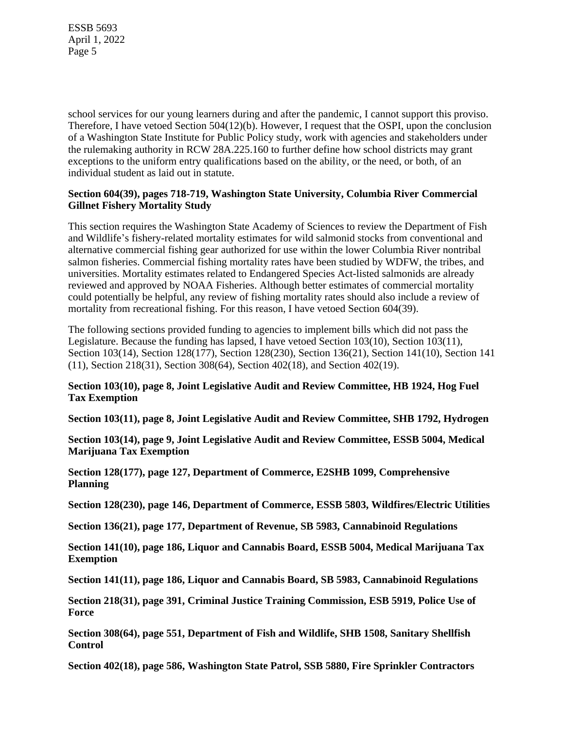school services for our young learners during and after the pandemic, I cannot support this proviso. Therefore, I have vetoed Section 504(12)(b). However, I request that the OSPI, upon the conclusion of a Washington State Institute for Public Policy study, work with agencies and stakeholders under the rulemaking authority in RCW 28A.225.160 to further define how school districts may grant exceptions to the uniform entry qualifications based on the ability, or the need, or both, of an individual student as laid out in statute.

**Section 604(39), pages 718-719, Washington State University, Columbia River Commercial Gillnet Fishery Mortality Study**

This section requires the Washington State Academy of Sciences to review the Department of Fish and Wildlife's fishery-related mortality estimates for wild salmonid stocks from conventional and alternative commercial fishing gear authorized for use within the lower Columbia River nontribal salmon fisheries. Commercial fishing mortality rates have been studied by WDFW, the tribes, and universities. Mortality estimates related to Endangered Species Act-listed salmonids are already reviewed and approved by NOAA Fisheries. Although better estimates of commercial mortality could potentially be helpful, any review of fishing mortality rates should also include a review of mortality from recreational fishing. For this reason, I have vetoed Section 604(39).

The following sections provided funding to agencies to implement bills which did not pass the Legislature. Because the funding has lapsed, I have vetoed Section 103(10), Section 103(11), Section 103(14), Section 128(177), Section 128(230), Section 136(21), Section 141(10), Section 141 (11), Section 218(31), Section 308(64), Section 402(18), and Section 402(19).

**Section 103(10), page 8, Joint Legislative Audit and Review Committee, HB 1924, Hog Fuel Tax Exemption**

**Section 103(11), page 8, Joint Legislative Audit and Review Committee, SHB 1792, Hydrogen**

**Section 103(14), page 9, Joint Legislative Audit and Review Committee, ESSB 5004, Medical Marijuana Tax Exemption**

**Section 128(177), page 127, Department of Commerce, E2SHB 1099, Comprehensive Planning**

**Section 128(230), page 146, Department of Commerce, ESSB 5803, Wildfires/Electric Utilities**

**Section 136(21), page 177, Department of Revenue, SB 5983, Cannabinoid Regulations**

**Section 141(10), page 186, Liquor and Cannabis Board, ESSB 5004, Medical Marijuana Tax Exemption**

**Section 141(11), page 186, Liquor and Cannabis Board, SB 5983, Cannabinoid Regulations**

**Section 218(31), page 391, Criminal Justice Training Commission, ESB 5919, Police Use of Force**

**Section 308(64), page 551, Department of Fish and Wildlife, SHB 1508, Sanitary Shellfish Control**

**Section 402(18), page 586, Washington State Patrol, SSB 5880, Fire Sprinkler Contractors**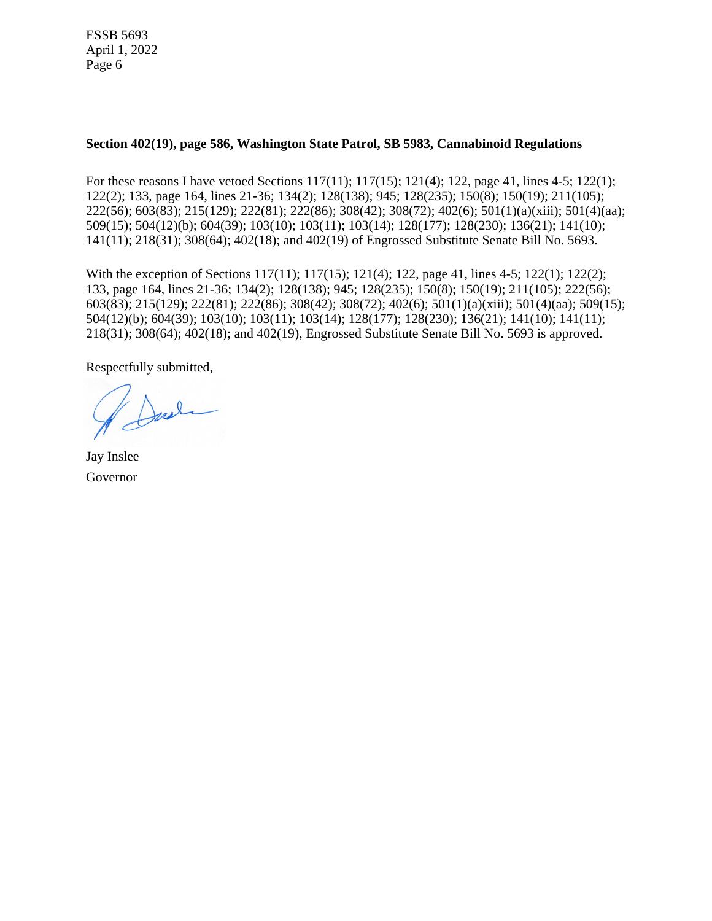**Section 402(19), page 586, Washington State Patrol, SB 5983, Cannabinoid Regulations**

For these reasons I have vetoed Sections 117(11); 117(15); 121(4); 122, page 41, lines 4-5; 122(1); 122(2); 133, page 164, lines 21-36; 134(2); 128(138); 945; 128(235); 150(8); 150(19); 211(105); 222(56); 603(83); 215(129); 222(81); 222(86); 308(42); 308(72); 402(6); 501(1)(a)(xiii); 501(4)(aa); 509(15); 504(12)(b); 604(39); 103(10); 103(11); 103(14); 128(177); 128(230); 136(21); 141(10); 141(11); 218(31); 308(64); 402(18); and 402(19) of Engrossed Substitute Senate Bill No. 5693.

With the exception of Sections 117(11); 117(15); 121(4); 122, page 41, lines 4-5; 122(1); 122(2); 133, page 164, lines 21-36; 134(2); 128(138); 945; 128(235); 150(8); 150(19); 211(105); 222(56); 603(83); 215(129); 222(81); 222(86); 308(42); 308(72); 402(6); 501(1)(a)(xiii); 501(4)(aa); 509(15); 504(12)(b); 604(39); 103(10); 103(11); 103(14); 128(177); 128(230); 136(21); 141(10); 141(11); 218(31); 308(64); 402(18); and 402(19), Engrossed Substitute Senate Bill No. 5693 is approved.

Respectfully submitted,

Jay Inslee
Governor